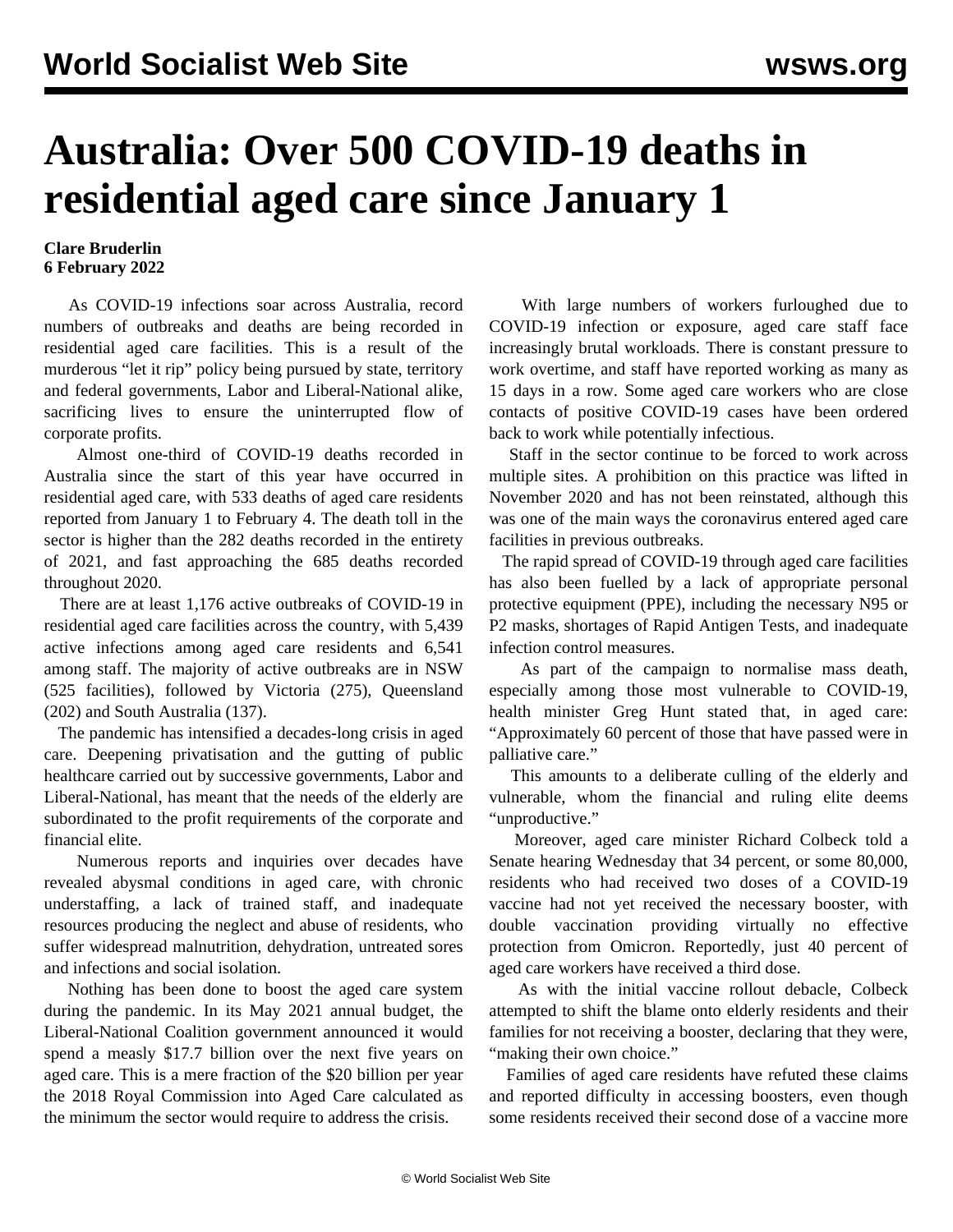# Australia: Over 500 COVID-19 deaths in residential aged care since January 1

**Clare Bruderlin**
**6 February 2022**

As COVID-19 infections soar across Australia, record numbers of outbreaks and deaths are being recorded in residential aged care facilities. This is a result of the murderous "let it rip" policy being pursued by state, territory and federal governments, Labor and Liberal-National alike, sacrificing lives to ensure the uninterrupted flow of corporate profits.

Almost one-third of COVID-19 deaths recorded in Australia since the start of this year have occurred in residential aged care, with 533 deaths of aged care residents reported from January 1 to February 4. The death toll in the sector is higher than the 282 deaths recorded in the entirety of 2021, and fast approaching the 685 deaths recorded throughout 2020.

There are at least 1,176 active outbreaks of COVID-19 in residential aged care facilities across the country, with 5,439 active infections among aged care residents and 6,541 among staff. The majority of active outbreaks are in NSW (525 facilities), followed by Victoria (275), Queensland (202) and South Australia (137).

The pandemic has intensified a decades-long crisis in aged care. Deepening privatisation and the gutting of public healthcare carried out by successive governments, Labor and Liberal-National, has meant that the needs of the elderly are subordinated to the profit requirements of the corporate and financial elite.

Numerous reports and inquiries over decades have revealed abysmal conditions in aged care, with chronic understaffing, a lack of trained staff, and inadequate resources producing the neglect and abuse of residents, who suffer widespread malnutrition, dehydration, untreated sores and infections and social isolation.

Nothing has been done to boost the aged care system during the pandemic. In its May 2021 annual budget, the Liberal-National Coalition government announced it would spend a measly $17.7 billion over the next five years on aged care. This is a mere fraction of the $20 billion per year the 2018 Royal Commission into Aged Care calculated as the minimum the sector would require to address the crisis.

With large numbers of workers furloughed due to COVID-19 infection or exposure, aged care staff face increasingly brutal workloads. There is constant pressure to work overtime, and staff have reported working as many as 15 days in a row. Some aged care workers who are close contacts of positive COVID-19 cases have been ordered back to work while potentially infectious.

Staff in the sector continue to be forced to work across multiple sites. A prohibition on this practice was lifted in November 2020 and has not been reinstated, although this was one of the main ways the coronavirus entered aged care facilities in previous outbreaks.

The rapid spread of COVID-19 through aged care facilities has also been fuelled by a lack of appropriate personal protective equipment (PPE), including the necessary N95 or P2 masks, shortages of Rapid Antigen Tests, and inadequate infection control measures.

As part of the campaign to normalise mass death, especially among those most vulnerable to COVID-19, health minister Greg Hunt stated that, in aged care: "Approximately 60 percent of those that have passed were in palliative care."

This amounts to a deliberate culling of the elderly and vulnerable, whom the financial and ruling elite deems "unproductive."

Moreover, aged care minister Richard Colbeck told a Senate hearing Wednesday that 34 percent, or some 80,000, residents who had received two doses of a COVID-19 vaccine had not yet received the necessary booster, with double vaccination providing virtually no effective protection from Omicron. Reportedly, just 40 percent of aged care workers have received a third dose.

As with the initial vaccine rollout debacle, Colbeck attempted to shift the blame onto elderly residents and their families for not receiving a booster, declaring that they were, "making their own choice."

Families of aged care residents have refuted these claims and reported difficulty in accessing boosters, even though some residents received their second dose of a vaccine more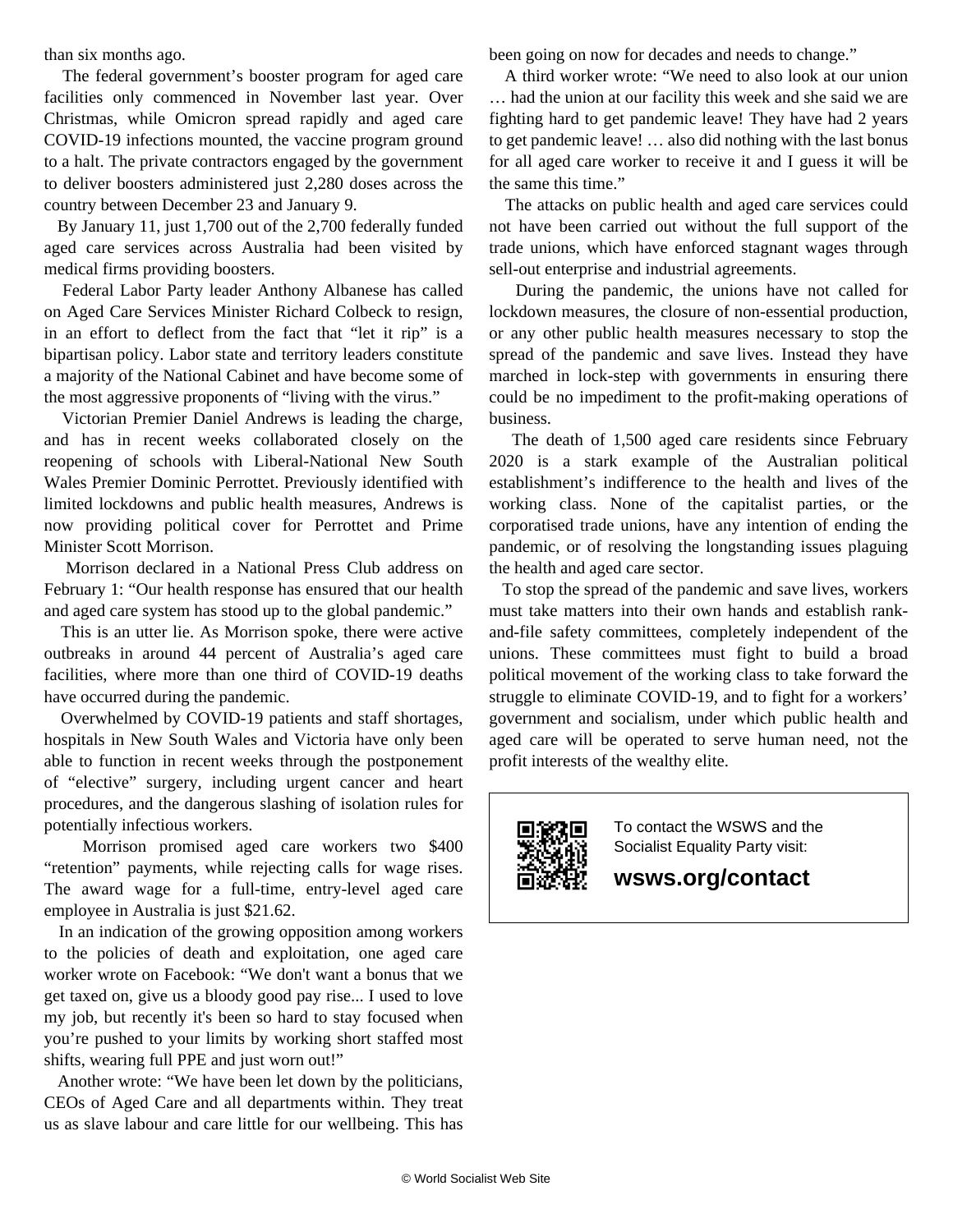than six months ago.

The federal government's booster program for aged care facilities only commenced in November last year. Over Christmas, while Omicron spread rapidly and aged care COVID-19 infections mounted, the vaccine program ground to a halt. The private contractors engaged by the government to deliver boosters administered just 2,280 doses across the country between December 23 and January 9.

By January 11, just 1,700 out of the 2,700 federally funded aged care services across Australia had been visited by medical firms providing boosters.

Federal Labor Party leader Anthony Albanese has called on Aged Care Services Minister Richard Colbeck to resign, in an effort to deflect from the fact that "let it rip" is a bipartisan policy. Labor state and territory leaders constitute a majority of the National Cabinet and have become some of the most aggressive proponents of "living with the virus."

Victorian Premier Daniel Andrews is leading the charge, and has in recent weeks collaborated closely on the reopening of schools with Liberal-National New South Wales Premier Dominic Perrottet. Previously identified with limited lockdowns and public health measures, Andrews is now providing political cover for Perrottet and Prime Minister Scott Morrison.

Morrison declared in a National Press Club address on February 1: "Our health response has ensured that our health and aged care system has stood up to the global pandemic."

This is an utter lie. As Morrison spoke, there were active outbreaks in around 44 percent of Australia's aged care facilities, where more than one third of COVID-19 deaths have occurred during the pandemic.

Overwhelmed by COVID-19 patients and staff shortages, hospitals in New South Wales and Victoria have only been able to function in recent weeks through the postponement of "elective" surgery, including urgent cancer and heart procedures, and the dangerous slashing of isolation rules for potentially infectious workers.

Morrison promised aged care workers two $400 "retention" payments, while rejecting calls for wage rises. The award wage for a full-time, entry-level aged care employee in Australia is just $21.62.

In an indication of the growing opposition among workers to the policies of death and exploitation, one aged care worker wrote on Facebook: "We don't want a bonus that we get taxed on, give us a bloody good pay rise... I used to love my job, but recently it's been so hard to stay focused when you're pushed to your limits by working short staffed most shifts, wearing full PPE and just worn out!"

Another wrote: "We have been let down by the politicians, CEOs of Aged Care and all departments within. They treat us as slave labour and care little for our wellbeing. This has been going on now for decades and needs to change."

A third worker wrote: "We need to also look at our union … had the union at our facility this week and she said we are fighting hard to get pandemic leave! They have had 2 years to get pandemic leave! … also did nothing with the last bonus for all aged care worker to receive it and I guess it will be the same this time."

The attacks on public health and aged care services could not have been carried out without the full support of the trade unions, which have enforced stagnant wages through sell-out enterprise and industrial agreements.

During the pandemic, the unions have not called for lockdown measures, the closure of non-essential production, or any other public health measures necessary to stop the spread of the pandemic and save lives. Instead they have marched in lock-step with governments in ensuring there could be no impediment to the profit-making operations of business.

The death of 1,500 aged care residents since February 2020 is a stark example of the Australian political establishment's indifference to the health and lives of the working class. None of the capitalist parties, or the corporatised trade unions, have any intention of ending the pandemic, or of resolving the longstanding issues plaguing the health and aged care sector.

To stop the spread of the pandemic and save lives, workers must take matters into their own hands and establish rank-and-file safety committees, completely independent of the unions. These committees must fight to build a broad political movement of the working class to take forward the struggle to eliminate COVID-19, and to fight for a workers' government and socialism, under which public health and aged care will be operated to serve human need, not the profit interests of the wealthy elite.

To contact the WSWS and the Socialist Equality Party visit:

**wsws.org/contact**